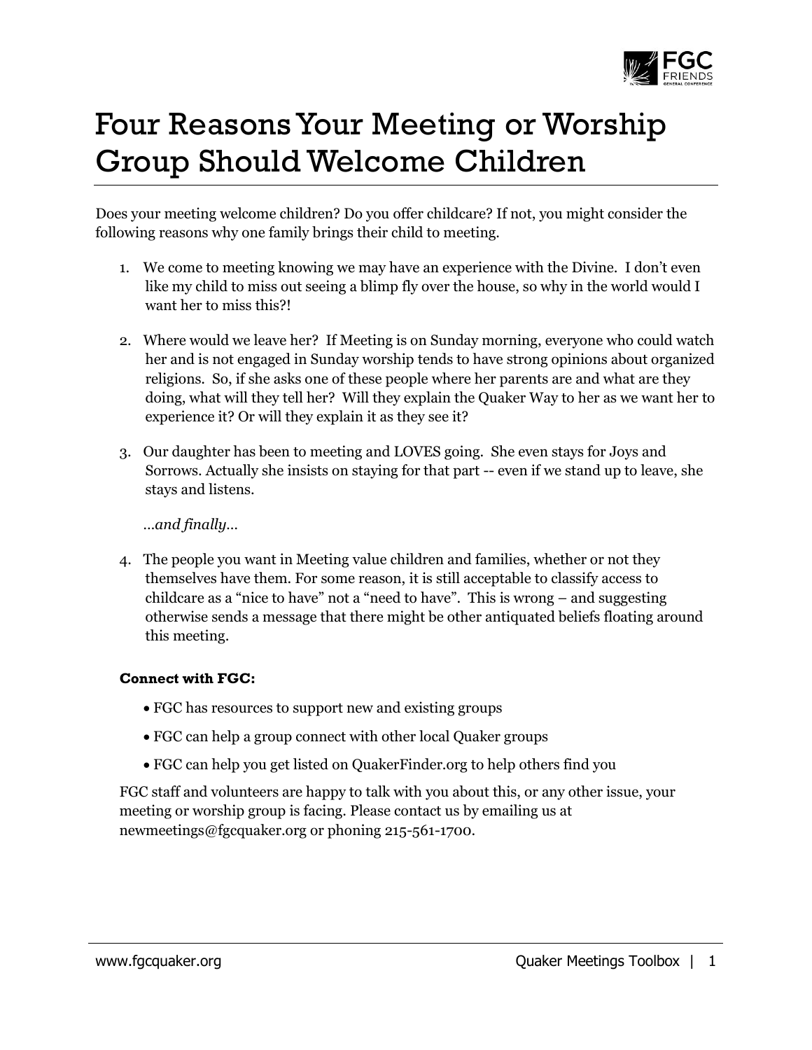# Four Reasons Your Meeting or Worship Group Should Welcome Children

Does your meeting welcome children? Do you offer childcare? If not, you might consider the following reasons why one family brings their child to meeting.

1. We come to meeting knowing we may have an experience with the Divine. I don't even like my child to miss out seeing a blimp fly over the house, so why in the world would I want her to miss this?!

2. Where would we leave her? If Meeting is on Sunday morning, everyone who could watch her and is not engaged in Sunday worship tends to have strong opinions about organized religions. So, if she asks one of these people where her parents are and what are they doing, what will they tell her? Will they explain the Quaker Way to her as we want her to experience it? Or will they explain it as they see it?

3. Our daughter has been to meeting and LOVES going. She even stays for Joys and Sorrows. Actually she insists on staying for that part -- even if we stand up to leave, she stays and listens.

   *…and finally…*

4. The people you want in Meeting value children and families, whether or not they themselves have them. For some reason, it is still acceptable to classify access to childcare as a "nice to have" not a "need to have". This is wrong – and suggesting otherwise sends a message that there might be other antiquated beliefs floating around this meeting.

**Connect with FGC:**

- FGC has resources to support new and existing groups
- FGC can help a group connect with other local Quaker groups
- FGC can help you get listed on QuakerFinder.org to help others find you

FGC staff and volunteers are happy to talk with you about this, or any other issue, your meeting or worship group is facing. Please contact us by emailing us at newmeetings@fgcquaker.org or phoning 215-561-1700.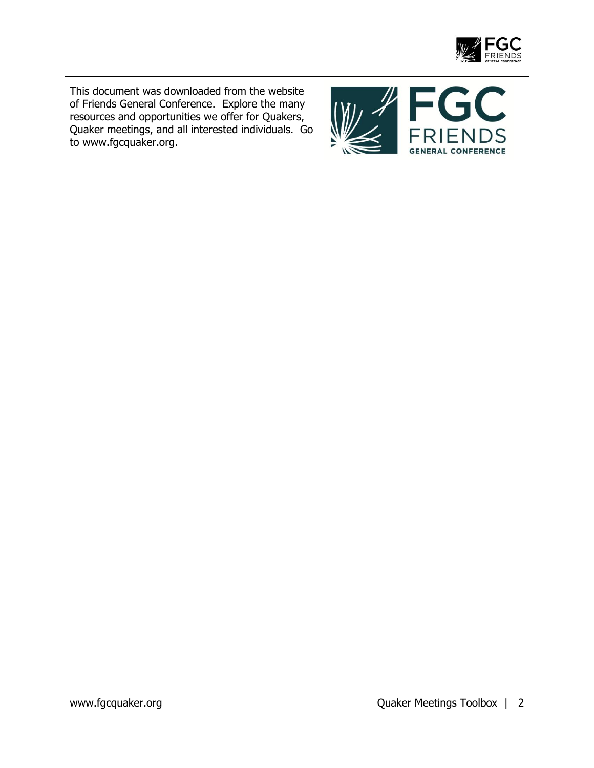This document was downloaded from the website of Friends General Conference. Explore the many resources and opportunities we offer for Quakers, Quaker meetings, and all interested individuals. Go to www.fgcquaker.org.